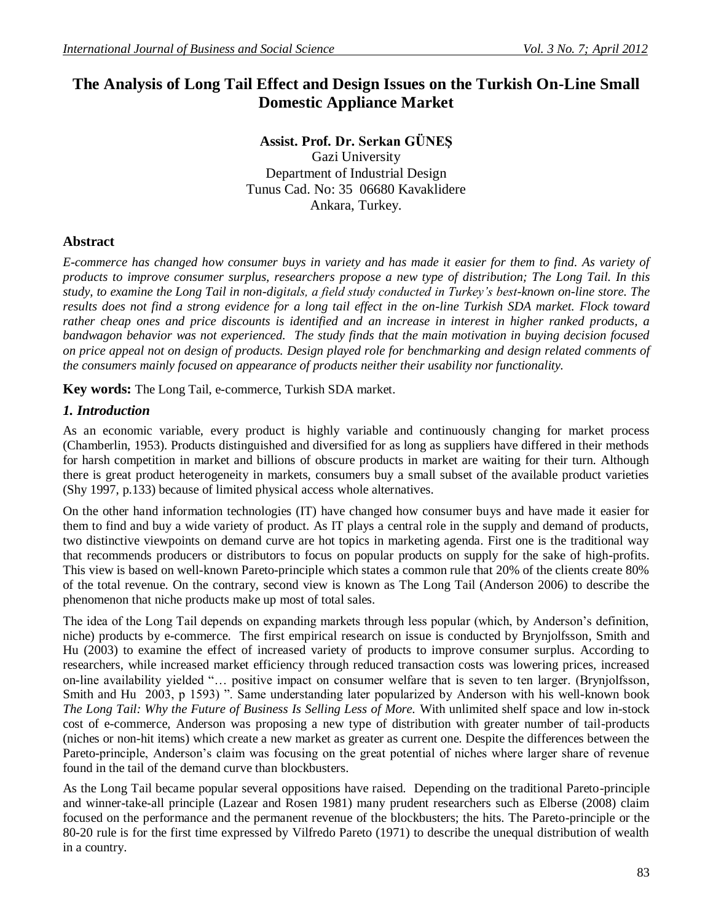# The Analysis of Long Tail Effect and Design Issues on the Turkish On-Line Small Domestic Appliance Market

**Assist. Prof. Dr. Serkan GÜNEŞ**
Gazi University
Department of Industrial Design
Tunus Cad. No: 35 06680 Kavaklidere
Ankara, Turkey.

## Abstract

*E-commerce has changed how consumer buys in variety and has made it easier for them to find. As variety of products to improve consumer surplus, researchers propose a new type of distribution; The Long Tail. In this study, to examine the Long Tail in non-digitals, a field study conducted in Turkey's best-known on-line store. The results does not find a strong evidence for a long tail effect in the on-line Turkish SDA market. Flock toward rather cheap ones and price discounts is identified and an increase in interest in higher ranked products, a bandwagon behavior was not experienced. The study finds that the main motivation in buying decision focused on price appeal not on design of products. Design played role for benchmarking and design related comments of the consumers mainly focused on appearance of products neither their usability nor functionality.*

**Key words:** The Long Tail, e-commerce, Turkish SDA market.

## *1. Introduction*

As an economic variable, every product is highly variable and continuously changing for market process (Chamberlin, 1953). Products distinguished and diversified for as long as suppliers have differed in their methods for harsh competition in market and billions of obscure products in market are waiting for their turn. Although there is great product heterogeneity in markets, consumers buy a small subset of the available product varieties (Shy 1997, p.133) because of limited physical access whole alternatives.

On the other hand information technologies (IT) have changed how consumer buys and have made it easier for them to find and buy a wide variety of product. As IT plays a central role in the supply and demand of products, two distinctive viewpoints on demand curve are hot topics in marketing agenda. First one is the traditional way that recommends producers or distributors to focus on popular products on supply for the sake of high-profits. This view is based on well-known Pareto-principle which states a common rule that 20% of the clients create 80% of the total revenue. On the contrary, second view is known as The Long Tail (Anderson 2006) to describe the phenomenon that niche products make up most of total sales.

The idea of the Long Tail depends on expanding markets through less popular (which, by Anderson's definition, niche) products by e-commerce. The first empirical research on issue is conducted by Brynjolfsson, Smith and Hu (2003) to examine the effect of increased variety of products to improve consumer surplus. According to researchers, while increased market efficiency through reduced transaction costs was lowering prices, increased on-line availability yielded "… positive impact on consumer welfare that is seven to ten larger. (Brynjolfsson, Smith and Hu 2003, p 1593) ". Same understanding later popularized by Anderson with his well-known book *The Long Tail: Why the Future of Business Is Selling Less of More.* With unlimited shelf space and low in-stock cost of e-commerce, Anderson was proposing a new type of distribution with greater number of tail-products (niches or non-hit items) which create a new market as greater as current one. Despite the differences between the Pareto-principle, Anderson's claim was focusing on the great potential of niches where larger share of revenue found in the tail of the demand curve than blockbusters.

As the Long Tail became popular several oppositions have raised. Depending on the traditional Pareto-principle and winner-take-all principle (Lazear and Rosen 1981) many prudent researchers such as Elberse (2008) claim focused on the performance and the permanent revenue of the blockbusters; the hits. The Pareto-principle or the 80-20 rule is for the first time expressed by Vilfredo Pareto (1971) to describe the unequal distribution of wealth in a country.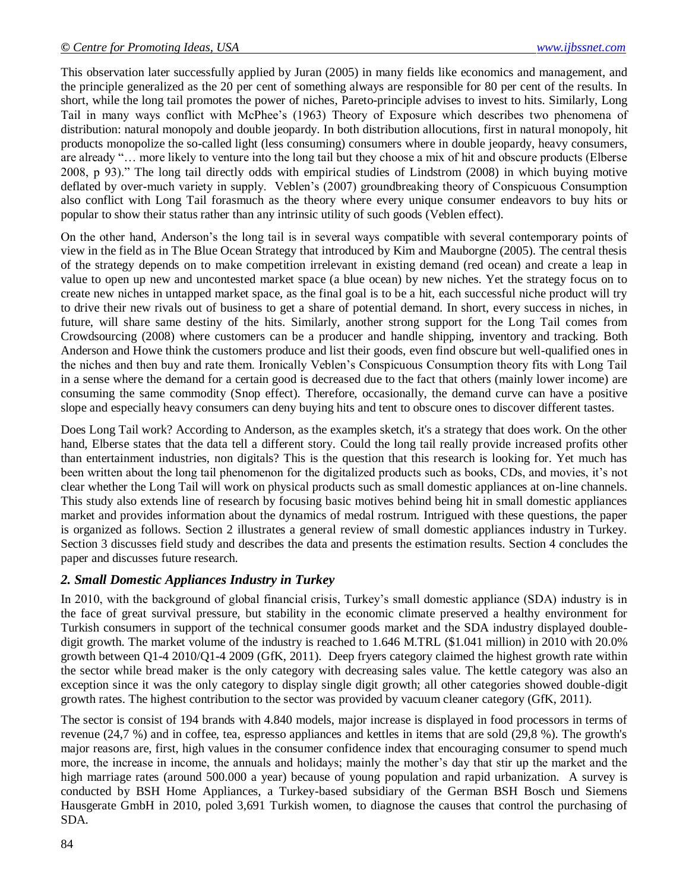This observation later successfully applied by Juran (2005) in many fields like economics and management, and the principle generalized as the 20 per cent of something always are responsible for 80 per cent of the results. In short, while the long tail promotes the power of niches, Pareto-principle advises to invest to hits. Similarly, Long Tail in many ways conflict with McPhee's (1963) Theory of Exposure which describes two phenomena of distribution: natural monopoly and double jeopardy. In both distribution allocutions, first in natural monopoly, hit products monopolize the so-called light (less consuming) consumers where in double jeopardy, heavy consumers, are already "… more likely to venture into the long tail but they choose a mix of hit and obscure products (Elberse 2008, p 93)." The long tail directly odds with empirical studies of Lindstrom (2008) in which buying motive deflated by over-much variety in supply. Veblen's (2007) groundbreaking theory of Conspicuous Consumption also conflict with Long Tail forasmuch as the theory where every unique consumer endeavors to buy hits or popular to show their status rather than any intrinsic utility of such goods (Veblen effect).

On the other hand, Anderson's the long tail is in several ways compatible with several contemporary points of view in the field as in The Blue Ocean Strategy that introduced by Kim and Mauborgne (2005). The central thesis of the strategy depends on to make competition irrelevant in existing demand (red ocean) and create a leap in value to open up new and uncontested market space (a blue ocean) by new niches. Yet the strategy focus on to create new niches in untapped market space, as the final goal is to be a hit, each successful niche product will try to drive their new rivals out of business to get a share of potential demand. In short, every success in niches, in future, will share same destiny of the hits. Similarly, another strong support for the Long Tail comes from Crowdsourcing (2008) where customers can be a producer and handle shipping, inventory and tracking. Both Anderson and Howe think the customers produce and list their goods, even find obscure but well-qualified ones in the niches and then buy and rate them. Ironically Veblen's Conspicuous Consumption theory fits with Long Tail in a sense where the demand for a certain good is decreased due to the fact that others (mainly lower income) are consuming the same commodity (Snop effect). Therefore, occasionally, the demand curve can have a positive slope and especially heavy consumers can deny buying hits and tent to obscure ones to discover different tastes.

Does Long Tail work? According to Anderson, as the examples sketch, it's a strategy that does work. On the other hand, Elberse states that the data tell a different story. Could the long tail really provide increased profits other than entertainment industries, non digitals? This is the question that this research is looking for. Yet much has been written about the long tail phenomenon for the digitalized products such as books, CDs, and movies, it's not clear whether the Long Tail will work on physical products such as small domestic appliances at on-line channels. This study also extends line of research by focusing basic motives behind being hit in small domestic appliances market and provides information about the dynamics of medal rostrum. Intrigued with these questions, the paper is organized as follows. Section 2 illustrates a general review of small domestic appliances industry in Turkey. Section 3 discusses field study and describes the data and presents the estimation results. Section 4 concludes the paper and discusses future research.

## *2. Small Domestic Appliances Industry in Turkey*

In 2010, with the background of global financial crisis, Turkey's small domestic appliance (SDA) industry is in the face of great survival pressure, but stability in the economic climate preserved a healthy environment for Turkish consumers in support of the technical consumer goods market and the SDA industry displayed double-digit growth. The market volume of the industry is reached to 1.646 M.TRL ($1.041 million) in 2010 with 20.0% growth between Q1-4 2010/Q1-4 2009 (GfK, 2011). Deep fryers category claimed the highest growth rate within the sector while bread maker is the only category with decreasing sales value. The kettle category was also an exception since it was the only category to display single digit growth; all other categories showed double-digit growth rates. The highest contribution to the sector was provided by vacuum cleaner category (GfK, 2011).

The sector is consist of 194 brands with 4.840 models, major increase is displayed in food processors in terms of revenue (24,7 %) and in coffee, tea, espresso appliances and kettles in items that are sold (29,8 %). The growth's major reasons are, first, high values in the consumer confidence index that encouraging consumer to spend much more, the increase in income, the annuals and holidays; mainly the mother's day that stir up the market and the high marriage rates (around 500.000 a year) because of young population and rapid urbanization. A survey is conducted by BSH Home Appliances, a Turkey-based subsidiary of the German BSH Bosch und Siemens Hausgerate GmbH in 2010, poled 3,691 Turkish women, to diagnose the causes that control the purchasing of SDA.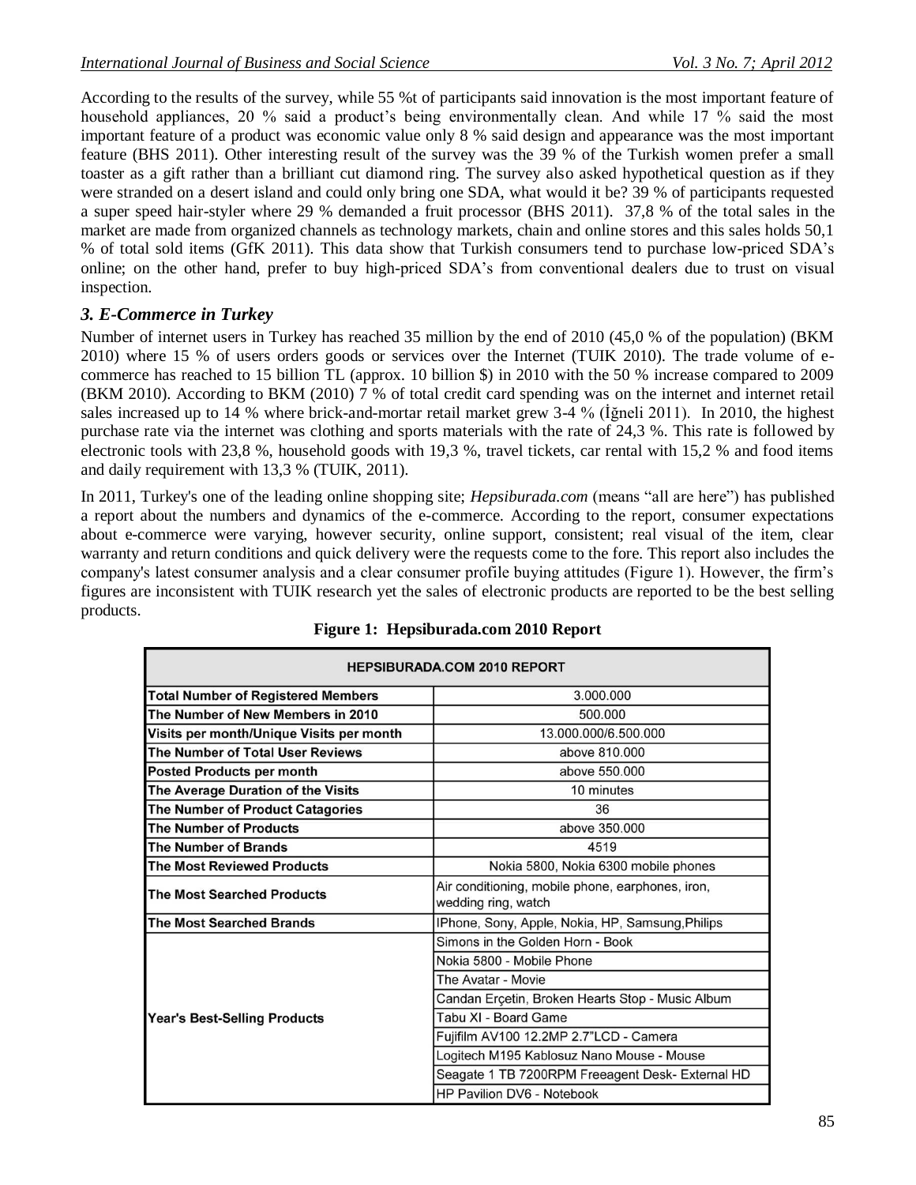According to the results of the survey, while 55 %t of participants said innovation is the most important feature of household appliances, 20 % said a product's being environmentally clean. And while 17 % said the most important feature of a product was economic value only 8 % said design and appearance was the most important feature (BHS 2011). Other interesting result of the survey was the 39 % of the Turkish women prefer a small toaster as a gift rather than a brilliant cut diamond ring. The survey also asked hypothetical question as if they were stranded on a desert island and could only bring one SDA, what would it be? 39 % of participants requested a super speed hair-styler where 29 % demanded a fruit processor (BHS 2011). 37,8 % of the total sales in the market are made from organized channels as technology markets, chain and online stores and this sales holds 50,1 % of total sold items (GfK 2011). This data show that Turkish consumers tend to purchase low-priced SDA's online; on the other hand, prefer to buy high-priced SDA's from conventional dealers due to trust on visual inspection.

### *3. E-Commerce in Turkey*

Number of internet users in Turkey has reached 35 million by the end of 2010 (45,0 % of the population) (BKM 2010) where 15 % of users orders goods or services over the Internet (TUIK 2010). The trade volume of e-commerce has reached to 15 billion TL (approx. 10 billion $) in 2010 with the 50 % increase compared to 2009 (BKM 2010). According to BKM (2010) 7 % of total credit card spending was on the internet and internet retail sales increased up to 14 % where brick-and-mortar retail market grew 3-4 % (İğneli 2011). In 2010, the highest purchase rate via the internet was clothing and sports materials with the rate of 24,3 %. This rate is followed by electronic tools with 23,8 %, household goods with 19,3 %, travel tickets, car rental with 15,2 % and food items and daily requirement with 13,3 % (TUIK, 2011).

In 2011, Turkey's one of the leading online shopping site; *Hepsiburada.com* (means "all are here") has published a report about the numbers and dynamics of the e-commerce. According to the report, consumer expectations about e-commerce were varying, however security, online support, consistent; real visual of the item, clear warranty and return conditions and quick delivery were the requests come to the fore. This report also includes the company's latest consumer analysis and a clear consumer profile buying attitudes (Figure 1). However, the firm's figures are inconsistent with TUIK research yet the sales of electronic products are reported to be the best selling products.

**Figure 1: Hepsiburada.com 2010 Report**

| HEPSIBURADA.COM 2010 REPORT | |
|---|---|
| **Total Number of Registered Members** | 3.000.000 |
| **The Number of New Members in 2010** | 500.000 |
| **Visits per month/Unique Visits per month** | 13.000.000/6.500.000 |
| **The Number of Total User Reviews** | above 810.000 |
| **Posted Products per month** | above 550.000 |
| **The Average Duration of the Visits** | 10 minutes |
| **The Number of Product Catagories** | 36 |
| **The Number of Products** | above 350.000 |
| **The Number of Brands** | 4519 |
| **The Most Reviewed Products** | Nokia 5800, Nokia 6300 mobile phones |
| **The Most Searched Products** | Air conditioning, mobile phone, earphones, iron, wedding ring, watch |
| **The Most Searched Brands** | IPhone, Sony, Apple, Nokia, HP, Samsung,Philips |
| **Year's Best-Selling Products** | Simons in the Golden Horn - Book |
| | Nokia 5800 - Mobile Phone |
| | The Avatar - Movie |
| | Candan Erçetin, Broken Hearts Stop - Music Album |
| | Tabu XI - Board Game |
| | Fujifilm AV100 12.2MP 2.7"LCD - Camera |
| | Logitech M195 Kablosuz Nano Mouse - Mouse |
| | Seagate 1 TB 7200RPM Freeagent Desk- External HD |
| | HP Pavilion DV6 - Notebook |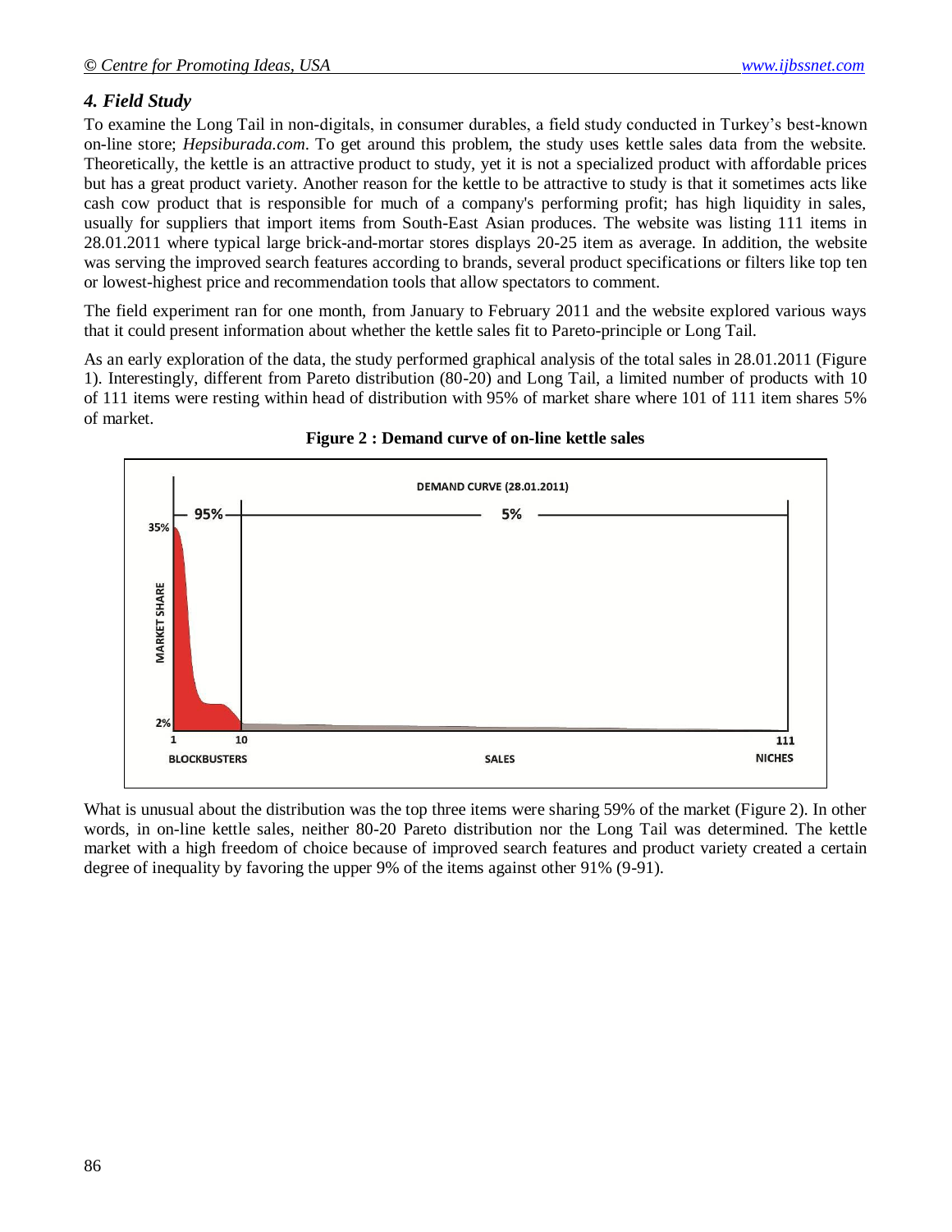## 4. Field Study

To examine the Long Tail in non-digitals, in consumer durables, a field study conducted in Turkey's best-known on-line store; *Hepsiburada.com*. To get around this problem, the study uses kettle sales data from the website. Theoretically, the kettle is an attractive product to study, yet it is not a specialized product with affordable prices but has a great product variety. Another reason for the kettle to be attractive to study is that it sometimes acts like cash cow product that is responsible for much of a company's performing profit; has high liquidity in sales, usually for suppliers that import items from South-East Asian produces. The website was listing 111 items in 28.01.2011 where typical large brick-and-mortar stores displays 20-25 item as average. In addition, the website was serving the improved search features according to brands, several product specifications or filters like top ten or lowest-highest price and recommendation tools that allow spectators to comment.

The field experiment ran for one month, from January to February 2011 and the website explored various ways that it could present information about whether the kettle sales fit to Pareto-principle or Long Tail.

As an early exploration of the data, the study performed graphical analysis of the total sales in 28.01.2011 (Figure 1). Interestingly, different from Pareto distribution (80-20) and Long Tail, a limited number of products with 10 of 111 items were resting within head of distribution with 95% of market share where 101 of 111 item shares 5% of market.

**Figure 2 : Demand curve of on-line kettle sales**

What is unusual about the distribution was the top three items were sharing 59% of the market (Figure 2). In other words, in on-line kettle sales, neither 80-20 Pareto distribution nor the Long Tail was determined. The kettle market with a high freedom of choice because of improved search features and product variety created a certain degree of inequality by favoring the upper 9% of the items against other 91% (9-91).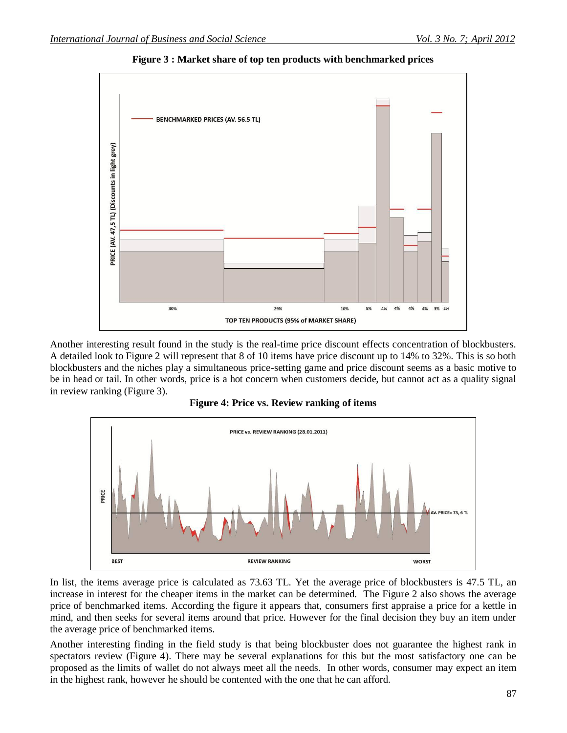**Figure 3 : Market share of top ten products with benchmarked prices**

Another interesting result found in the study is the real-time price discount effects concentration of blockbusters. A detailed look to Figure 2 will represent that 8 of 10 items have price discount up to 14% to 32%. This is so both blockbusters and the niches play a simultaneous price-setting game and price discount seems as a basic motive to be in head or tail. In other words, price is a hot concern when customers decide, but cannot act as a quality signal in review ranking (Figure 3).

**Figure 4: Price vs. Review ranking of items**

In list, the items average price is calculated as 73.63 TL. Yet the average price of blockbusters is 47.5 TL, an increase in interest for the cheaper items in the market can be determined. The Figure 2 also shows the average price of benchmarked items. According the figure it appears that, consumers first appraise a price for a kettle in mind, and then seeks for several items around that price. However for the final decision they buy an item under the average price of benchmarked items.

Another interesting finding in the field study is that being blockbuster does not guarantee the highest rank in spectators review (Figure 4). There may be several explanations for this but the most satisfactory one can be proposed as the limits of wallet do not always meet all the needs. In other words, consumer may expect an item in the highest rank, however he should be contented with the one that he can afford.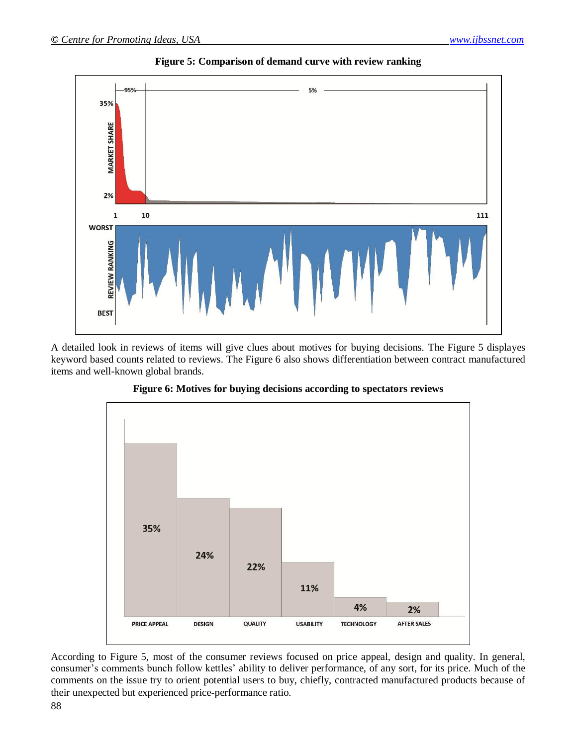**Figure 5: Comparison of demand curve with review ranking**

A detailed look in reviews of items will give clues about motives for buying decisions. The Figure 5 displayes keyword based counts related to reviews. The Figure 6 also shows differentiation between contract manufactured items and well-known global brands.

**Figure 6: Motives for buying decisions according to spectators reviews**

According to Figure 5, most of the consumer reviews focused on price appeal, design and quality. In general, consumer's comments bunch follow kettles' ability to deliver performance, of any sort, for its price. Much of the comments on the issue try to orient potential users to buy, chiefly, contracted manufactured products because of their unexpected but experienced price-performance ratio.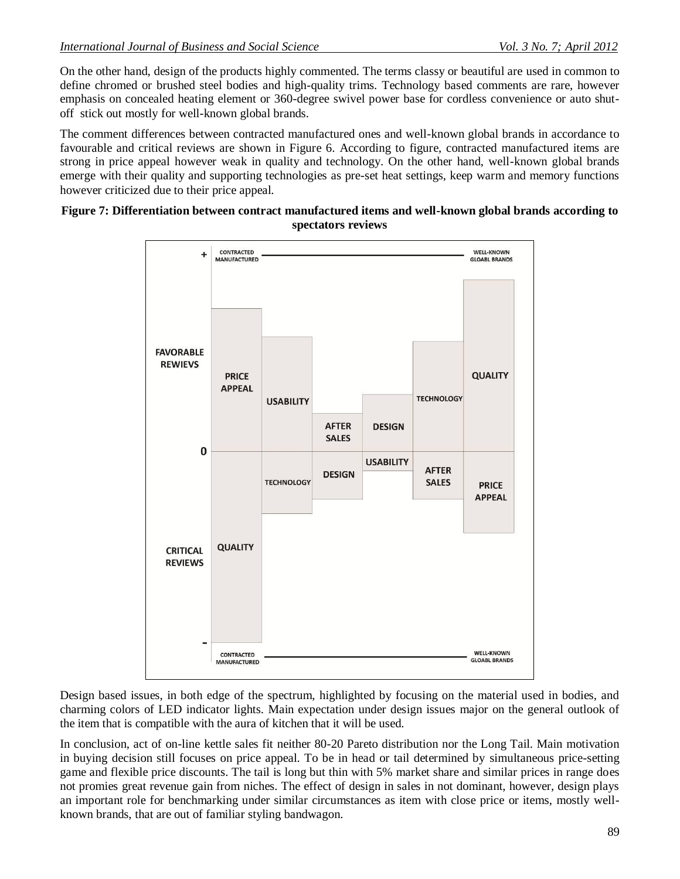On the other hand, design of the products highly commented. The terms classy or beautiful are used in common to define chromed or brushed steel bodies and high-quality trims. Technology based comments are rare, however emphasis on concealed heating element or 360-degree swivel power base for cordless convenience or auto shut-off stick out mostly for well-known global brands.

The comment differences between contracted manufactured ones and well-known global brands in accordance to favourable and critical reviews are shown in Figure 6. According to figure, contracted manufactured items are strong in price appeal however weak in quality and technology. On the other hand, well-known global brands emerge with their quality and supporting technologies as pre-set heat settings, keep warm and memory functions however criticized due to their price appeal.

**Figure 7: Differentiation between contract manufactured items and well-known global brands according to spectators reviews**

Design based issues, in both edge of the spectrum, highlighted by focusing on the material used in bodies, and charming colors of LED indicator lights. Main expectation under design issues major on the general outlook of the item that is compatible with the aura of kitchen that it will be used.

In conclusion, act of on-line kettle sales fit neither 80-20 Pareto distribution nor the Long Tail. Main motivation in buying decision still focuses on price appeal. To be in head or tail determined by simultaneous price-setting game and flexible price discounts. The tail is long but thin with 5% market share and similar prices in range does not promies great revenue gain from niches. The effect of design in sales in not dominant, however, design plays an important role for benchmarking under similar circumstances as item with close price or items, mostly well-known brands, that are out of familiar styling bandwagon.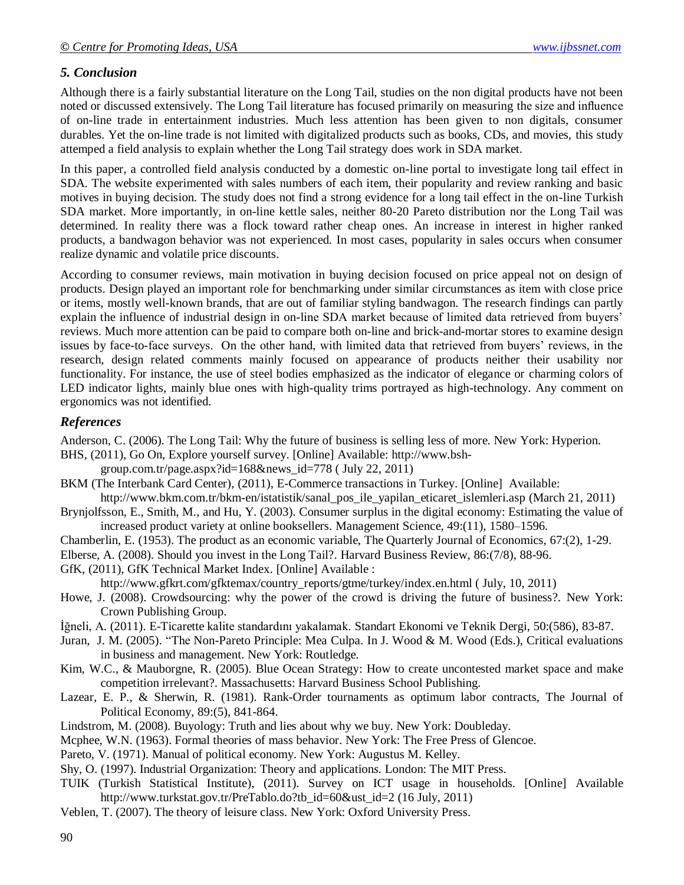### *5. Conclusion*

Although there is a fairly substantial literature on the Long Tail, studies on the non digital products have not been noted or discussed extensively. The Long Tail literature has focused primarily on measuring the size and influence of on-line trade in entertainment industries. Much less attention has been given to non digitals, consumer durables. Yet the on-line trade is not limited with digitalized products such as books, CDs, and movies, this study attemped a field analysis to explain whether the Long Tail strategy does work in SDA market.

In this paper, a controlled field analysis conducted by a domestic on-line portal to investigate long tail effect in SDA. The website experimented with sales numbers of each item, their popularity and review ranking and basic motives in buying decision. The study does not find a strong evidence for a long tail effect in the on-line Turkish SDA market. More importantly, in on-line kettle sales, neither 80-20 Pareto distribution nor the Long Tail was determined. In reality there was a flock toward rather cheap ones. An increase in interest in higher ranked products, a bandwagon behavior was not experienced. In most cases, popularity in sales occurs when consumer realize dynamic and volatile price discounts.

According to consumer reviews, main motivation in buying decision focused on price appeal not on design of products. Design played an important role for benchmarking under similar circumstances as item with close price or items, mostly well-known brands, that are out of familiar styling bandwagon. The research findings can partly explain the influence of industrial design in on-line SDA market because of limited data retrieved from buyers' reviews. Much more attention can be paid to compare both on-line and brick-and-mortar stores to examine design issues by face-to-face surveys. On the other hand, with limited data that retrieved from buyers' reviews, in the research, design related comments mainly focused on appearance of products neither their usability nor functionality. For instance, the use of steel bodies emphasized as the indicator of elegance or charming colors of LED indicator lights, mainly blue ones with high-quality trims portrayed as high-technology. Any comment on ergonomics was not identified.

### *References*

Anderson, C. (2006). The Long Tail: Why the future of business is selling less of more. New York: Hyperion.

BHS, (2011), Go On, Explore yourself survey. [Online] Available: http://www.bsh-group.com.tr/page.aspx?id=168&news_id=778 ( July 22, 2011)

BKM (The Interbank Card Center), (2011), E-Commerce transactions in Turkey. [Online] Available: http://www.bkm.com.tr/bkm-en/istatistik/sanal_pos_ile_yapilan_eticaret_islemleri.asp (March 21, 2011)

Brynjolfsson, E., Smith, M., and Hu, Y. (2003). Consumer surplus in the digital economy: Estimating the value of increased product variety at online booksellers. Management Science, 49:(11), 1580–1596.

Chamberlin, E. (1953). The product as an economic variable, The Quarterly Journal of Economics, 67:(2), 1-29.

Elberse, A. (2008). Should you invest in the Long Tail?. Harvard Business Review, 86:(7/8), 88-96.

GfK, (2011), GfK Technical Market Index. [Online] Available : http://www.gfkrt.com/gfktemax/country_reports/gtme/turkey/index.en.html ( July, 10, 2011)

Howe, J. (2008). Crowdsourcing: why the power of the crowd is driving the future of business?. New York: Crown Publishing Group.

İğneli, A. (2011). E-Ticarette kalite standardını yakalamak. Standart Ekonomi ve Teknik Dergi, 50:(586), 83-87.

Juran, J. M. (2005). "The Non-Pareto Principle: Mea Culpa. In J. Wood & M. Wood (Eds.), Critical evaluations in business and management. New York: Routledge.

Kim, W.C., & Mauborgne, R. (2005). Blue Ocean Strategy: How to create uncontested market space and make competition irrelevant?. Massachusetts: Harvard Business School Publishing.

Lazear, E. P., & Sherwin, R. (1981). Rank-Order tournaments as optimum labor contracts, The Journal of Political Economy, 89:(5), 841-864.

Lindstrom, M. (2008). Buyology: Truth and lies about why we buy. New York: Doubleday.

Mcphee, W.N. (1963). Formal theories of mass behavior. New York: The Free Press of Glencoe.

Pareto, V. (1971). Manual of political economy. New York: Augustus M. Kelley.

Shy, O. (1997). Industrial Organization: Theory and applications. London: The MIT Press.

TUIK (Turkish Statistical Institute), (2011). Survey on ICT usage in households. [Online] Available http://www.turkstat.gov.tr/PreTablo.do?tb_id=60&ust_id=2 (16 July, 2011)

Veblen, T. (2007). The theory of leisure class. New York: Oxford University Press.